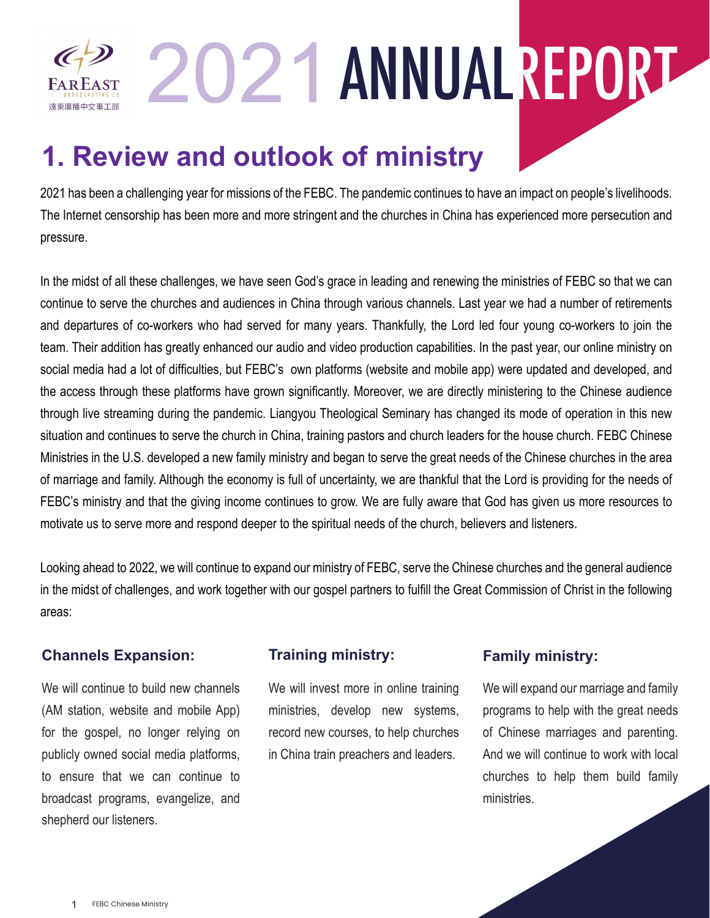# 2021 ANNUAL REPORT

## 1. Review and outlook of ministry

2021 has been a challenging year for missions of the FEBC. The pandemic continues to have an impact on people's livelihoods. The Internet censorship has been more and more stringent and the churches in China has experienced more persecution and pressure.

In the midst of all these challenges, we have seen God's grace in leading and renewing the ministries of FEBC so that we can continue to serve the churches and audiences in China through various channels. Last year we had a number of retirements and departures of co-workers who had served for many years. Thankfully, the Lord led four young co-workers to join the team. Their addition has greatly enhanced our audio and video production capabilities. In the past year, our online ministry on social media had a lot of difficulties, but FEBC's own platforms (website and mobile app) were updated and developed, and the access through these platforms have grown significantly. Moreover, we are directly ministering to the Chinese audience through live streaming during the pandemic. Liangyou Theological Seminary has changed its mode of operation in this new situation and continues to serve the church in China, training pastors and church leaders for the house church. FEBC Chinese Ministries in the U.S. developed a new family ministry and began to serve the great needs of the Chinese churches in the area of marriage and family. Although the economy is full of uncertainty, we are thankful that the Lord is providing for the needs of FEBC's ministry and that the giving income continues to grow. We are fully aware that God has given us more resources to motivate us to serve more and respond deeper to the spiritual needs of the church, believers and listeners.

Looking ahead to 2022, we will continue to expand our ministry of FEBC, serve the Chinese churches and the general audience in the midst of challenges, and work together with our gospel partners to fulfill the Great Commission of Christ in the following areas:

### Channels Expansion:

We will continue to build new channels (AM station, website and mobile App) for the gospel, no longer relying on publicly owned social media platforms, to ensure that we can continue to broadcast programs, evangelize, and shepherd our listeners.

### Training ministry:

We will invest more in online training ministries, develop new systems, record new courses, to help churches in China train preachers and leaders.

### Family ministry:

We will expand our marriage and family programs to help with the great needs of Chinese marriages and parenting. And we will continue to work with local churches to help them build family ministries.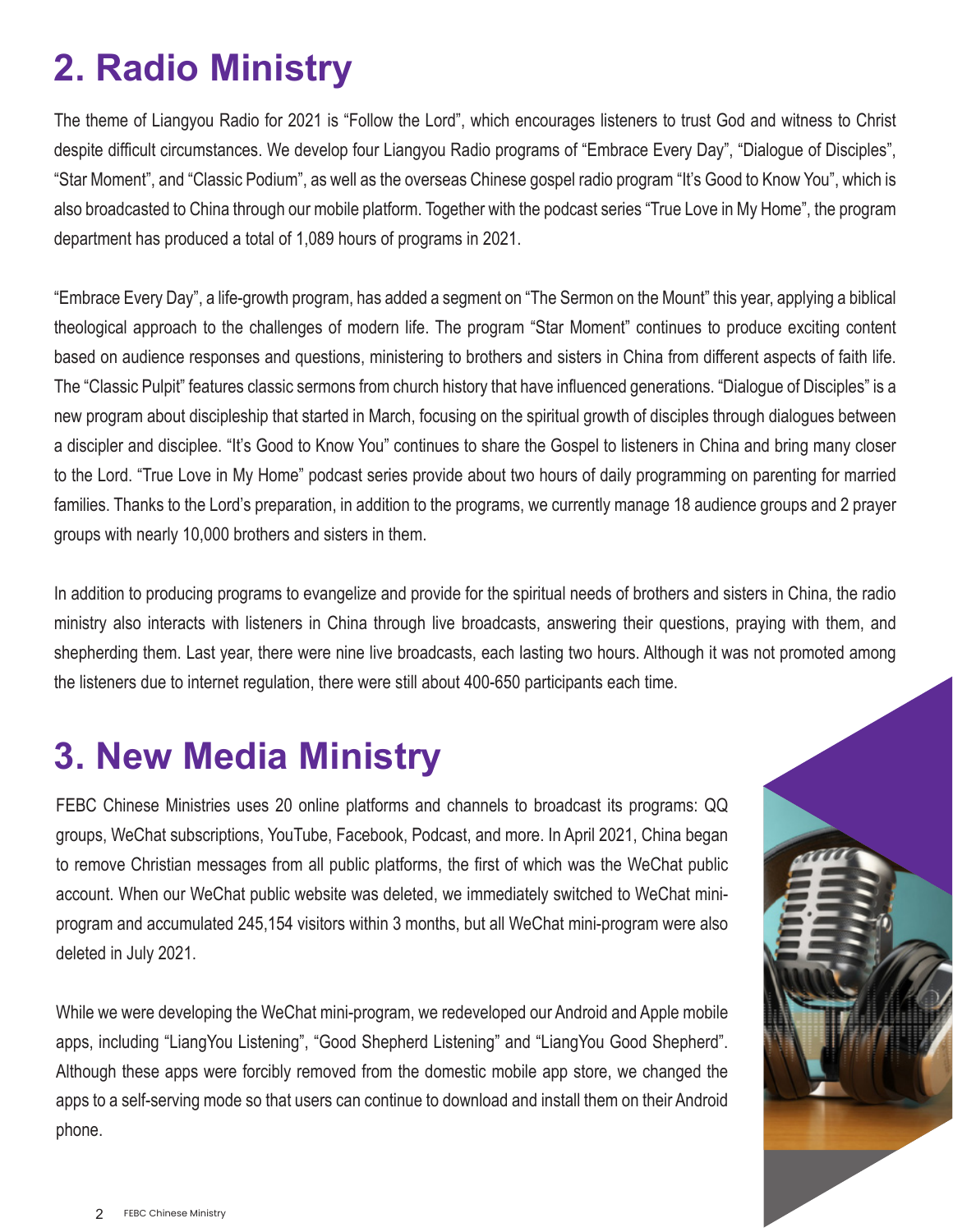# 2. Radio Ministry

The theme of Liangyou Radio for 2021 is "Follow the Lord", which encourages listeners to trust God and witness to Christ despite difficult circumstances. We develop four Liangyou Radio programs of "Embrace Every Day", "Dialogue of Disciples", "Star Moment", and "Classic Podium", as well as the overseas Chinese gospel radio program "It's Good to Know You", which is also broadcasted to China through our mobile platform. Together with the podcast series "True Love in My Home", the program department has produced a total of 1,089 hours of programs in 2021.

"Embrace Every Day", a life-growth program, has added a segment on "The Sermon on the Mount" this year, applying a biblical theological approach to the challenges of modern life. The program "Star Moment" continues to produce exciting content based on audience responses and questions, ministering to brothers and sisters in China from different aspects of faith life. The "Classic Pulpit" features classic sermons from church history that have influenced generations. "Dialogue of Disciples" is a new program about discipleship that started in March, focusing on the spiritual growth of disciples through dialogues between a discipler and disciplee. "It's Good to Know You" continues to share the Gospel to listeners in China and bring many closer to the Lord. "True Love in My Home" podcast series provide about two hours of daily programming on parenting for married families. Thanks to the Lord's preparation, in addition to the programs, we currently manage 18 audience groups and 2 prayer groups with nearly 10,000 brothers and sisters in them.

In addition to producing programs to evangelize and provide for the spiritual needs of brothers and sisters in China, the radio ministry also interacts with listeners in China through live broadcasts, answering their questions, praying with them, and shepherding them. Last year, there were nine live broadcasts, each lasting two hours. Although it was not promoted among the listeners due to internet regulation, there were still about 400-650 participants each time.

# 3. New Media Ministry

FEBC Chinese Ministries uses 20 online platforms and channels to broadcast its programs: QQ groups, WeChat subscriptions, YouTube, Facebook, Podcast, and more. In April 2021, China began to remove Christian messages from all public platforms, the first of which was the WeChat public account. When our WeChat public website was deleted, we immediately switched to WeChat mini-program and accumulated 245,154 visitors within 3 months, but all WeChat mini-program were also deleted in July 2021.

While we were developing the WeChat mini-program, we redeveloped our Android and Apple mobile apps, including "LiangYou Listening", "Good Shepherd Listening" and "LiangYou Good Shepherd". Although these apps were forcibly removed from the domestic mobile app store, we changed the apps to a self-serving mode so that users can continue to download and install them on their Android phone.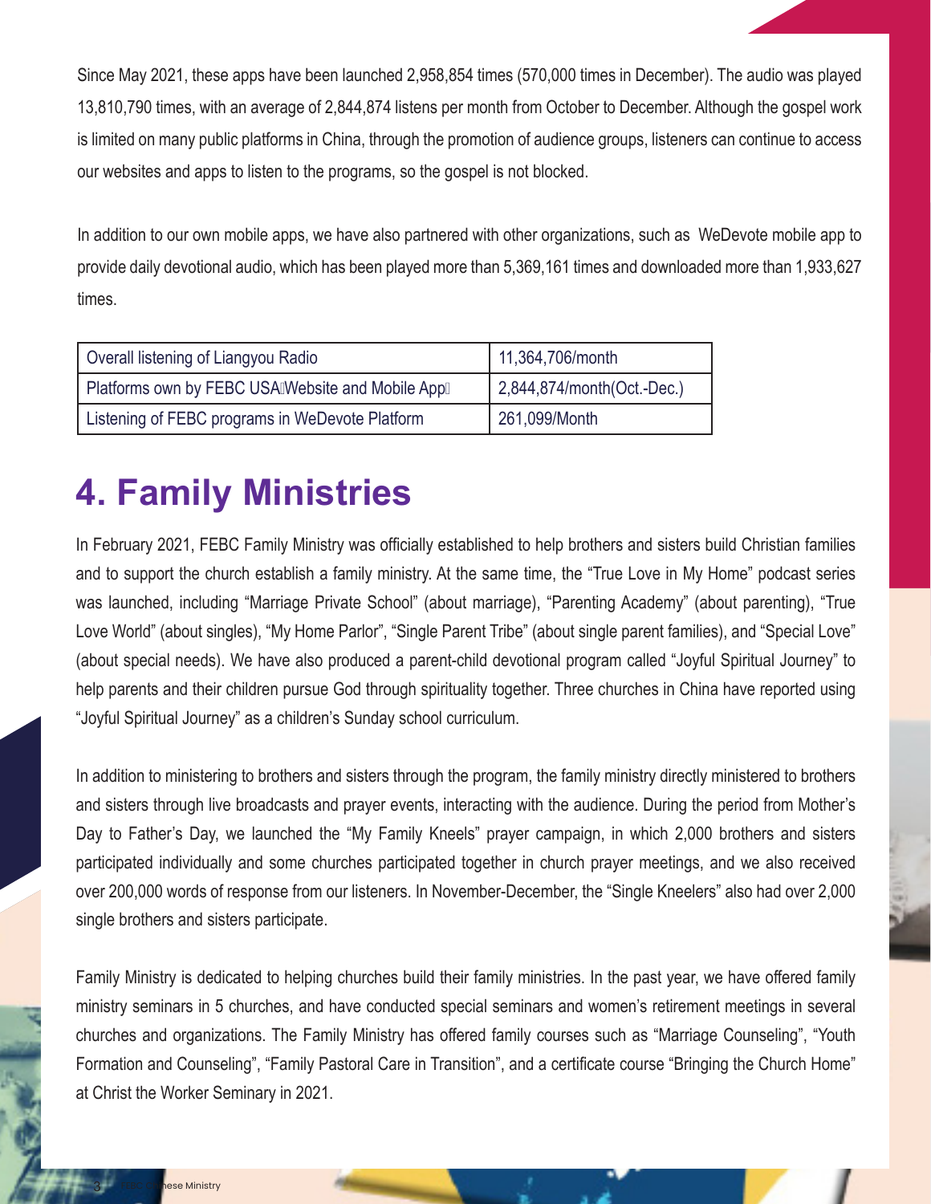Since May 2021, these apps have been launched 2,958,854 times (570,000 times in December). The audio was played 13,810,790 times, with an average of 2,844,874 listens per month from October to December. Although the gospel work is limited on many public platforms in China, through the promotion of audience groups, listeners can continue to access our websites and apps to listen to the programs, so the gospel is not blocked.

In addition to our own mobile apps, we have also partnered with other organizations, such as WeDevote mobile app to provide daily devotional audio, which has been played more than 5,369,161 times and downloaded more than 1,933,627 times.

| Overall listening of Liangyou Radio | 11,364,706/month |
|---|---|
| Platforms own by FEBC USA（Website and Mobile App） | 2,844,874/month(Oct.-Dec.) |
| Listening of FEBC programs in WeDevote Platform | 261,099/Month |

# 4. Family Ministries

In February 2021, FEBC Family Ministry was officially established to help brothers and sisters build Christian families and to support the church establish a family ministry. At the same time, the "True Love in My Home" podcast series was launched, including "Marriage Private School" (about marriage), "Parenting Academy" (about parenting), "True Love World" (about singles), "My Home Parlor", "Single Parent Tribe" (about single parent families), and "Special Love" (about special needs). We have also produced a parent-child devotional program called "Joyful Spiritual Journey" to help parents and their children pursue God through spirituality together. Three churches in China have reported using "Joyful Spiritual Journey" as a children's Sunday school curriculum.

In addition to ministering to brothers and sisters through the program, the family ministry directly ministered to brothers and sisters through live broadcasts and prayer events, interacting with the audience. During the period from Mother's Day to Father's Day, we launched the "My Family Kneels" prayer campaign, in which 2,000 brothers and sisters participated individually and some churches participated together in church prayer meetings, and we also received over 200,000 words of response from our listeners. In November-December, the "Single Kneelers" also had over 2,000 single brothers and sisters participate.

Family Ministry is dedicated to helping churches build their family ministries. In the past year, we have offered family ministry seminars in 5 churches, and have conducted special seminars and women's retirement meetings in several churches and organizations. The Family Ministry has offered family courses such as "Marriage Counseling", "Youth Formation and Counseling", "Family Pastoral Care in Transition", and a certificate course "Bringing the Church Home" at Christ the Worker Seminary in 2021.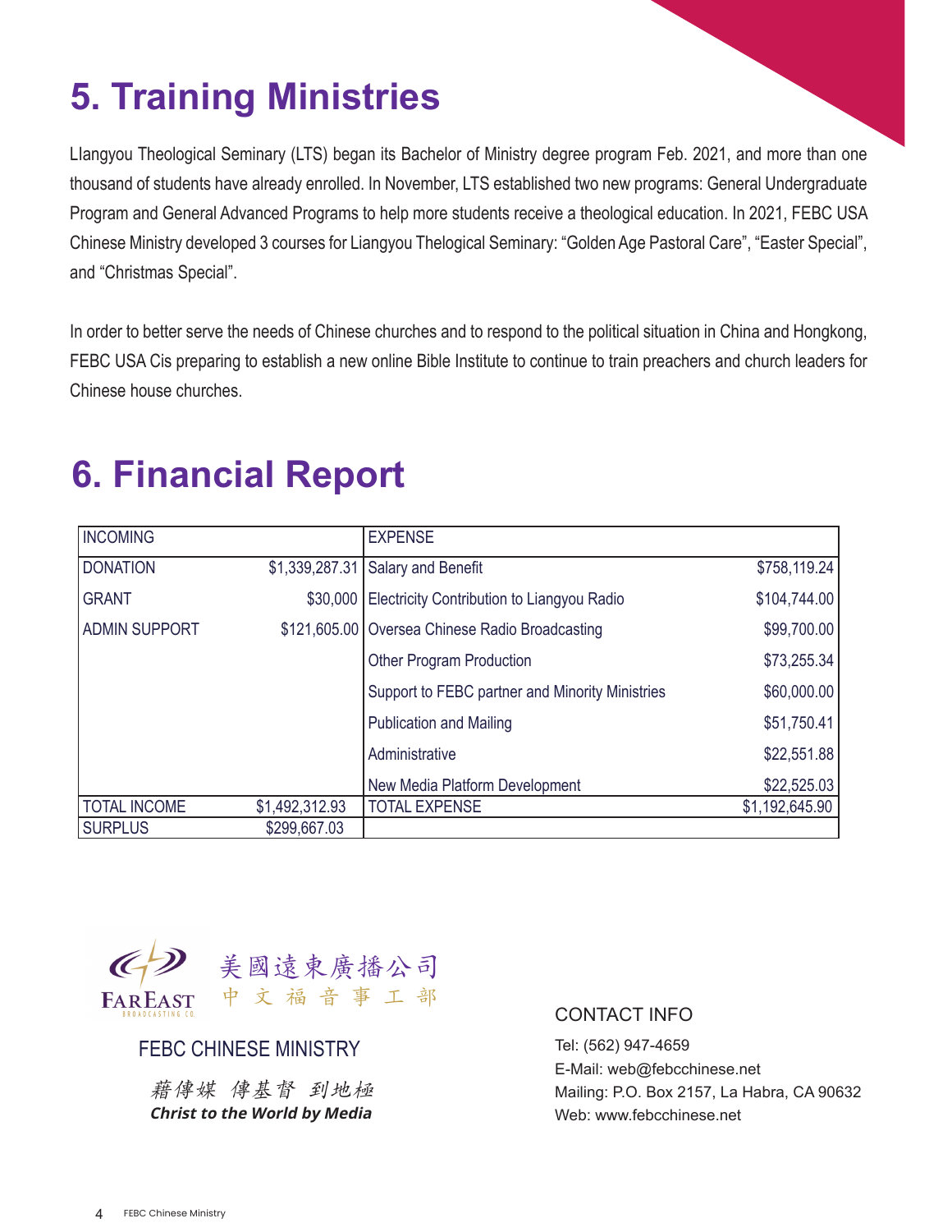# 5. Training Ministries

LIangyou Theological Seminary (LTS) began its Bachelor of Ministry degree program Feb. 2021, and more than one thousand of students have already enrolled. In November, LTS established two new programs: General Undergraduate Program and General Advanced Programs to help more students receive a theological education. In 2021, FEBC USA Chinese Ministry developed 3 courses for Liangyou Thelogical Seminary: "Golden Age Pastoral Care", "Easter Special", and "Christmas Special".

In order to better serve the needs of Chinese churches and to respond to the political situation in China and Hongkong, FEBC USA Cis preparing to establish a new online Bible Institute to continue to train preachers and church leaders for Chinese house churches.

# 6. Financial Report

| INCOMING | | EXPENSE | |
|---|---|---|---|
| DONATION | $1,339,287.31 | Salary and Benefit | $758,119.24 |
| GRANT | $30,000 | Electricity Contribution to Liangyou Radio | $104,744.00 |
| ADMIN SUPPORT | $121,605.00 | Oversea Chinese Radio Broadcasting | $99,700.00 |
| | | Other Program Production | $73,255.34 |
| | | Support to FEBC partner and Minority Ministries | $60,000.00 |
| | | Publication and Mailing | $51,750.41 |
| | | Administrative | $22,551.88 |
| | | New Media Platform Development | $22,525.03 |
| TOTAL INCOME | $1,492,312.93 | TOTAL EXPENSE | $1,192,645.90 |
| SURPLUS | $299,667.03 | | |

美國遠東廣播公司
中文福音事工部

FAREAST BROADCASTING CO.

FEBC CHINESE MINISTRY

藉傳媒 傳基督 到地極

***Christ to the World by Media***

CONTACT INFO

Tel: (562) 947-4659
E-Mail: web@febcchinese.net
Mailing: P.O. Box 2157, La Habra, CA 90632
Web: www.febcchinese.net